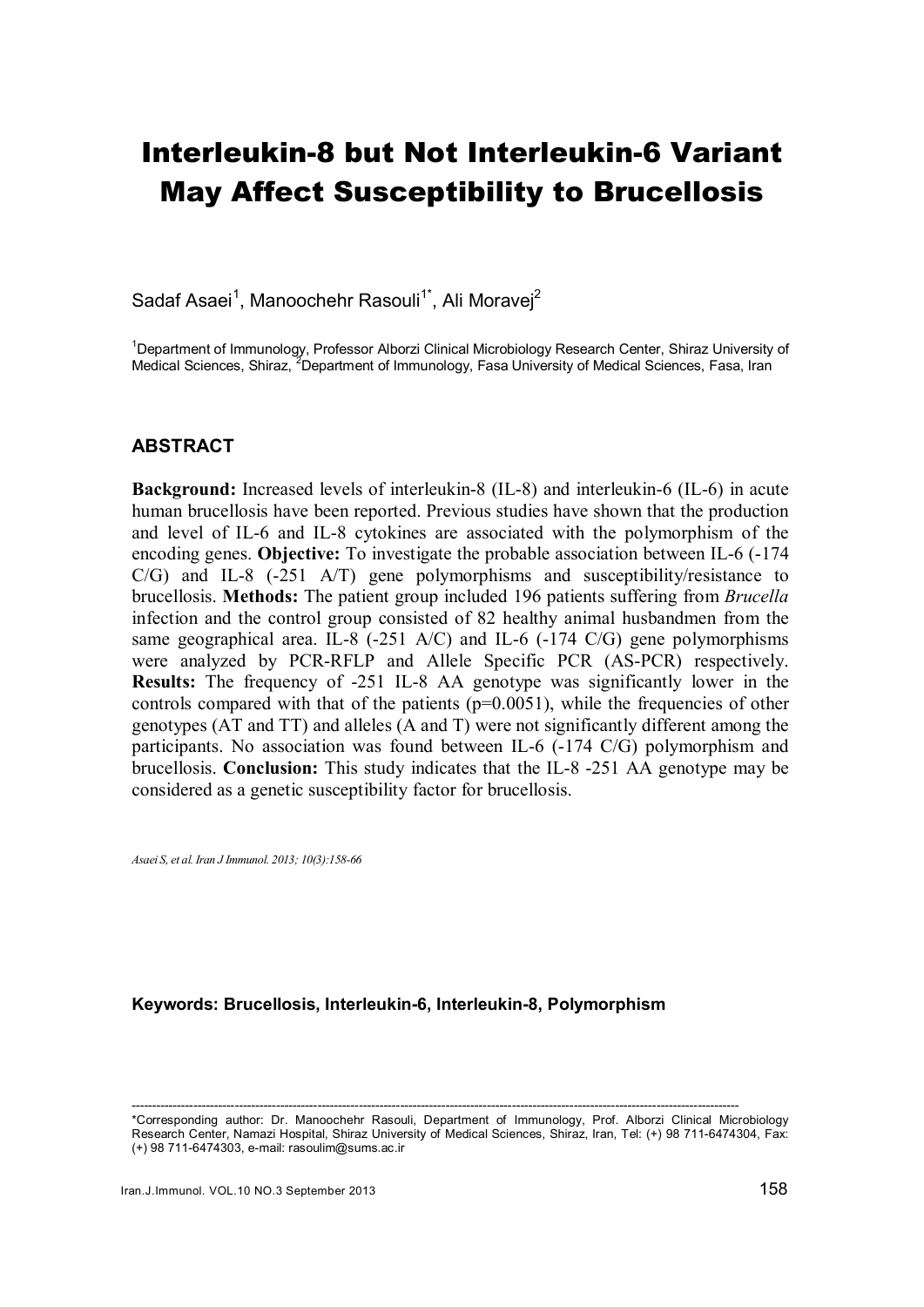# Interleukin-8 but Not Interleukin-6 Variant May Affect Susceptibility to Brucellosis

Sadaf Asaei[1], Manoochehr Rasouli[1*], Ali Moravej[2]

[1]Department of Immunology, Professor Alborzi Clinical Microbiology Research Center, Shiraz University of Medical Sciences, Shiraz, [2]Department of Immunology, Fasa University of Medical Sciences, Fasa, Iran

## ABSTRACT

**Background:** Increased levels of interleukin-8 (IL-8) and interleukin-6 (IL-6) in acute human brucellosis have been reported. Previous studies have shown that the production and level of IL-6 and IL-8 cytokines are associated with the polymorphism of the encoding genes. **Objective:** To investigate the probable association between IL-6 (-174 C/G) and IL-8 (-251 A/T) gene polymorphisms and susceptibility/resistance to brucellosis. **Methods:** The patient group included 196 patients suffering from *Brucella* infection and the control group consisted of 82 healthy animal husbandmen from the same geographical area. IL-8 (-251 A/C) and IL-6 (-174 C/G) gene polymorphisms were analyzed by PCR-RFLP and Allele Specific PCR (AS-PCR) respectively. **Results:** The frequency of -251 IL-8 AA genotype was significantly lower in the controls compared with that of the patients ($p=0.0051$), while the frequencies of other genotypes (AT and TT) and alleles (A and T) were not significantly different among the participants. No association was found between IL-6 (-174 C/G) polymorphism and brucellosis. **Conclusion:** This study indicates that the IL-8 -251 AA genotype may be considered as a genetic susceptibility factor for brucellosis.

*Asaei S, et al. Iran J Immunol. 2013; 10(3):158-66*

**Keywords: Brucellosis, Interleukin-6, Interleukin-8, Polymorphism**

---

*Corresponding author: Dr. Manoochehr Rasouli, Department of Immunology, Prof. Alborzi Clinical Microbiology Research Center, Namazi Hospital, Shiraz University of Medical Sciences, Shiraz, Iran, Tel: (+) 98 711-6474304, Fax: (+) 98 711-6474303, e-mail: rasoulim@sums.ac.ir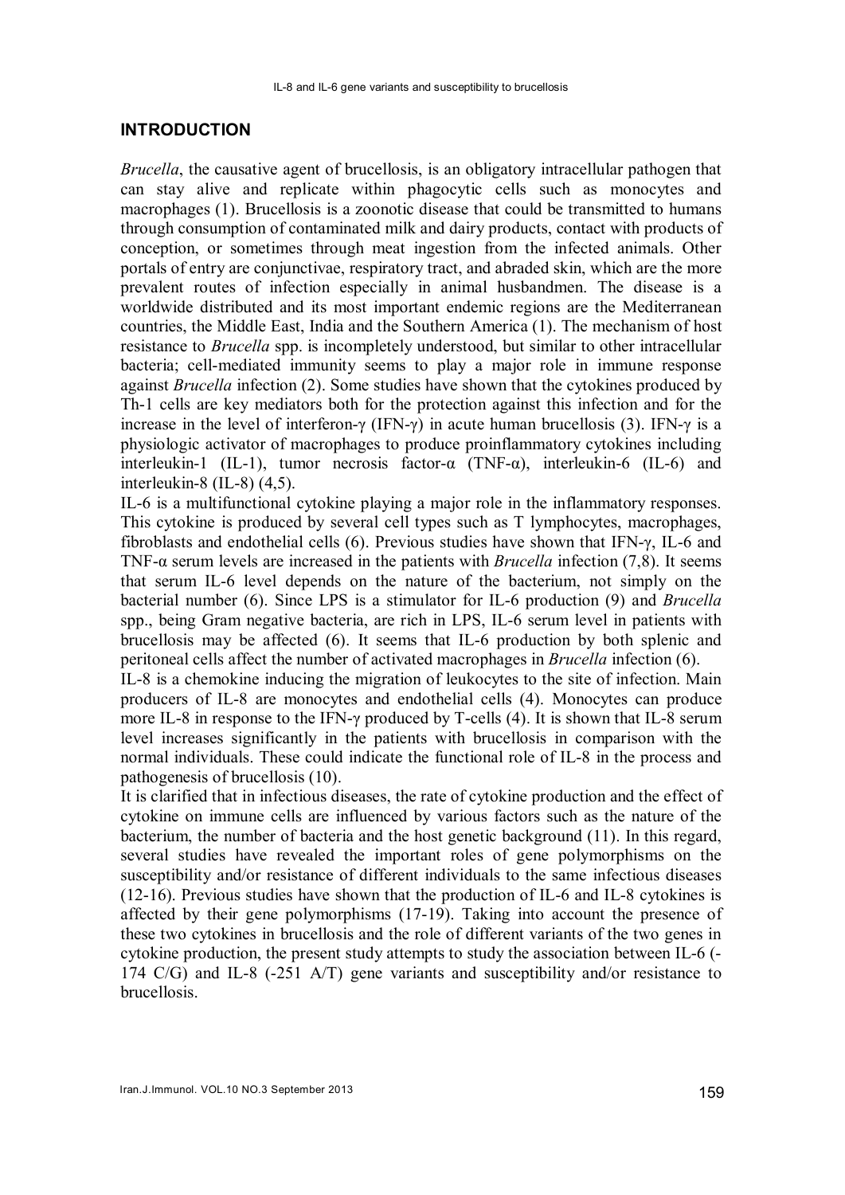## INTRODUCTION

*Brucella*, the causative agent of brucellosis, is an obligatory intracellular pathogen that can stay alive and replicate within phagocytic cells such as monocytes and macrophages (1). Brucellosis is a zoonotic disease that could be transmitted to humans through consumption of contaminated milk and dairy products, contact with products of conception, or sometimes through meat ingestion from the infected animals. Other portals of entry are conjunctivae, respiratory tract, and abraded skin, which are the more prevalent routes of infection especially in animal husbandmen. The disease is a worldwide distributed and its most important endemic regions are the Mediterranean countries, the Middle East, India and the Southern America (1). The mechanism of host resistance to *Brucella* spp. is incompletely understood, but similar to other intracellular bacteria; cell-mediated immunity seems to play a major role in immune response against *Brucella* infection (2). Some studies have shown that the cytokines produced by Th-1 cells are key mediators both for the protection against this infection and for the increase in the level of interferon-γ (IFN-γ) in acute human brucellosis (3). IFN-γ is a physiologic activator of macrophages to produce proinflammatory cytokines including interleukin-1 (IL-1), tumor necrosis factor-α (TNF-α), interleukin-6 (IL-6) and interleukin-8 (IL-8) (4,5).

IL-6 is a multifunctional cytokine playing a major role in the inflammatory responses. This cytokine is produced by several cell types such as T lymphocytes, macrophages, fibroblasts and endothelial cells (6). Previous studies have shown that IFN-γ, IL-6 and TNF-α serum levels are increased in the patients with *Brucella* infection (7,8). It seems that serum IL-6 level depends on the nature of the bacterium, not simply on the bacterial number (6). Since LPS is a stimulator for IL-6 production (9) and *Brucella* spp., being Gram negative bacteria, are rich in LPS, IL-6 serum level in patients with brucellosis may be affected (6). It seems that IL-6 production by both splenic and peritoneal cells affect the number of activated macrophages in *Brucella* infection (6).

IL-8 is a chemokine inducing the migration of leukocytes to the site of infection. Main producers of IL-8 are monocytes and endothelial cells (4). Monocytes can produce more IL-8 in response to the IFN-γ produced by T-cells (4). It is shown that IL-8 serum level increases significantly in the patients with brucellosis in comparison with the normal individuals. These could indicate the functional role of IL-8 in the process and pathogenesis of brucellosis (10).

It is clarified that in infectious diseases, the rate of cytokine production and the effect of cytokine on immune cells are influenced by various factors such as the nature of the bacterium, the number of bacteria and the host genetic background (11). In this regard, several studies have revealed the important roles of gene polymorphisms on the susceptibility and/or resistance of different individuals to the same infectious diseases (12-16). Previous studies have shown that the production of IL-6 and IL-8 cytokines is affected by their gene polymorphisms (17-19). Taking into account the presence of these two cytokines in brucellosis and the role of different variants of the two genes in cytokine production, the present study attempts to study the association between IL-6 (-174 C/G) and IL-8 (-251 A/T) gene variants and susceptibility and/or resistance to brucellosis.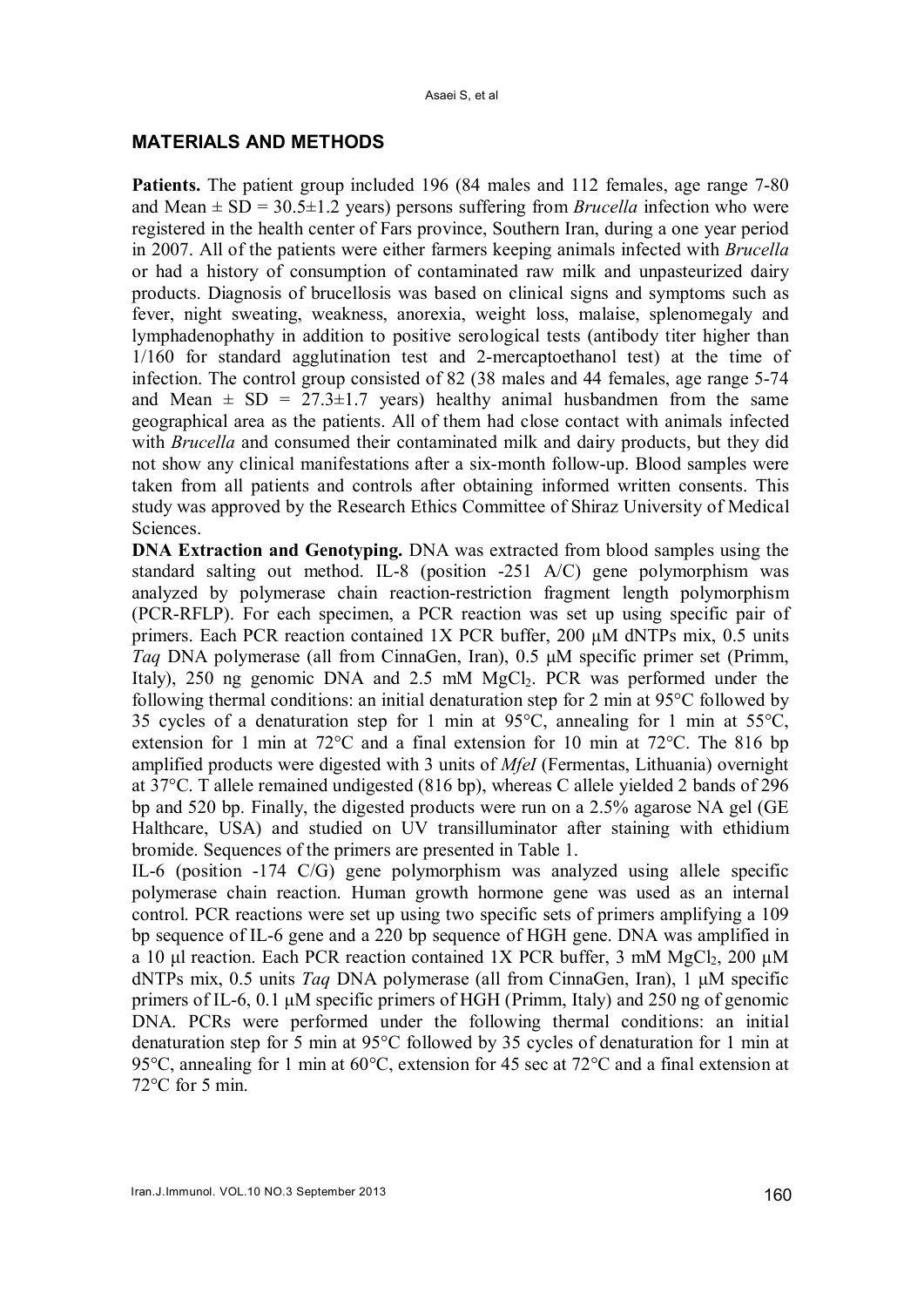## MATERIALS AND METHODS

**Patients.** The patient group included 196 (84 males and 112 females, age range 7-80 and Mean ± SD = 30.5±1.2 years) persons suffering from *Brucella* infection who were registered in the health center of Fars province, Southern Iran, during a one year period in 2007. All of the patients were either farmers keeping animals infected with *Brucella* or had a history of consumption of contaminated raw milk and unpasteurized dairy products. Diagnosis of brucellosis was based on clinical signs and symptoms such as fever, night sweating, weakness, anorexia, weight loss, malaise, splenomegaly and lymphadenophathy in addition to positive serological tests (antibody titer higher than 1/160 for standard agglutination test and 2-mercaptoethanol test) at the time of infection. The control group consisted of 82 (38 males and 44 females, age range 5-74 and Mean ± SD = 27.3±1.7 years) healthy animal husbandmen from the same geographical area as the patients. All of them had close contact with animals infected with *Brucella* and consumed their contaminated milk and dairy products, but they did not show any clinical manifestations after a six-month follow-up. Blood samples were taken from all patients and controls after obtaining informed written consents. This study was approved by the Research Ethics Committee of Shiraz University of Medical Sciences.

**DNA Extraction and Genotyping.** DNA was extracted from blood samples using the standard salting out method. IL-8 (position -251 A/C) gene polymorphism was analyzed by polymerase chain reaction-restriction fragment length polymorphism (PCR-RFLP). For each specimen, a PCR reaction was set up using specific pair of primers. Each PCR reaction contained 1X PCR buffer, 200 µM dNTPs mix, 0.5 units *Taq* DNA polymerase (all from CinnaGen, Iran), 0.5 µM specific primer set (Primm, Italy), 250 ng genomic DNA and 2.5 mM $MgCl_2$. PCR was performed under the following thermal conditions: an initial denaturation step for 2 min at 95°C followed by 35 cycles of a denaturation step for 1 min at 95°C, annealing for 1 min at 55°C, extension for 1 min at 72°C and a final extension for 10 min at 72°C. The 816 bp amplified products were digested with 3 units of *MfeI* (Fermentas, Lithuania) overnight at 37°C. T allele remained undigested (816 bp), whereas C allele yielded 2 bands of 296 bp and 520 bp. Finally, the digested products were run on a 2.5% agarose NA gel (GE Halthcare, USA) and studied on UV transilluminator after staining with ethidium bromide. Sequences of the primers are presented in Table 1.

IL-6 (position -174 C/G) gene polymorphism was analyzed using allele specific polymerase chain reaction. Human growth hormone gene was used as an internal control. PCR reactions were set up using two specific sets of primers amplifying a 109 bp sequence of IL-6 gene and a 220 bp sequence of HGH gene. DNA was amplified in a 10 µl reaction. Each PCR reaction contained 1X PCR buffer, 3 mM $MgCl_2$, 200 µM dNTPs mix, 0.5 units *Taq* DNA polymerase (all from CinnaGen, Iran), 1 µM specific primers of IL-6, 0.1 µM specific primers of HGH (Primm, Italy) and 250 ng of genomic DNA. PCRs were performed under the following thermal conditions: an initial denaturation step for 5 min at 95°C followed by 35 cycles of denaturation for 1 min at 95°C, annealing for 1 min at 60°C, extension for 45 sec at 72°C and a final extension at 72°C for 5 min.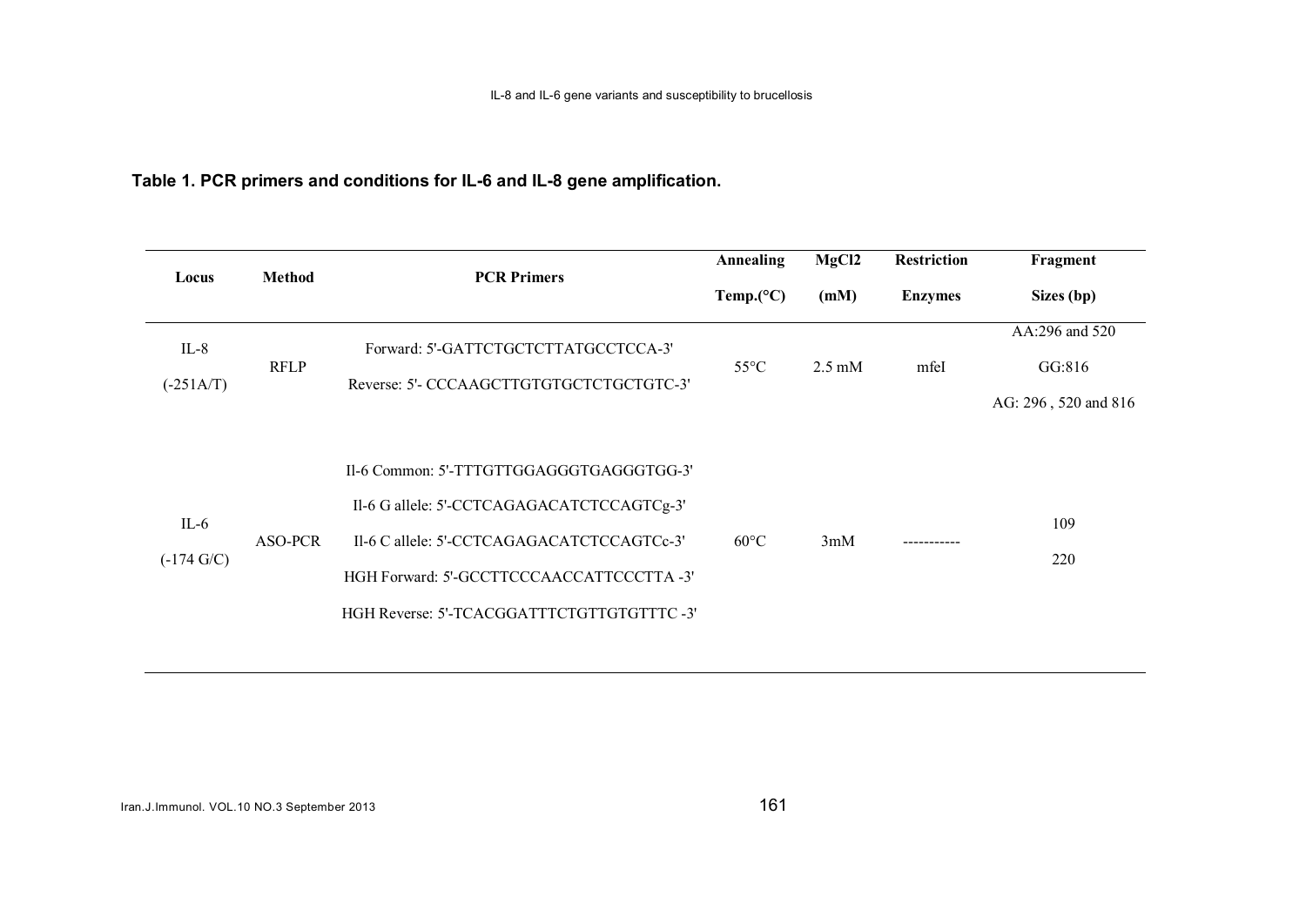**Table 1. PCR primers and conditions for IL-6 and IL-8 gene amplification.**

| Locus | Method | PCR Primers | Annealing Temp.(°C) | MgCl2 (mM) | Restriction Enzymes | Fragment Sizes (bp) |
|---|---|---|---|---|---|---|
| IL-8 (-251A/T) | RFLP | Forward: 5'-GATTCTGCTCTTATGCCTCCA-3'<br>Reverse: 5'- CCCAAGCTTGTGTGCTCTGCTGTC-3' | 55°C | 2.5 mM | mfeI | AA:296 and 520<br>GG:816<br>AG: 296 , 520 and 816 |
| IL-6 (-174 G/C) | ASO-PCR | Il-6 Common: 5'-TTTGTTGGAGGGTGAGGGTGG-3'<br>Il-6 G allele: 5'-CCTCAGAGACATCTCCAGTCg-3'<br>Il-6 C allele: 5'-CCTCAGAGACATCTCCAGTCc-3'<br>HGH Forward: 5'-GCCTTCCCAACCATTCCCTTA -3'<br>HGH Reverse: 5'-TCACGGATTTCTGTTGTGTTTC -3' | 60°C | 3mM | ----------- | 109<br>220 |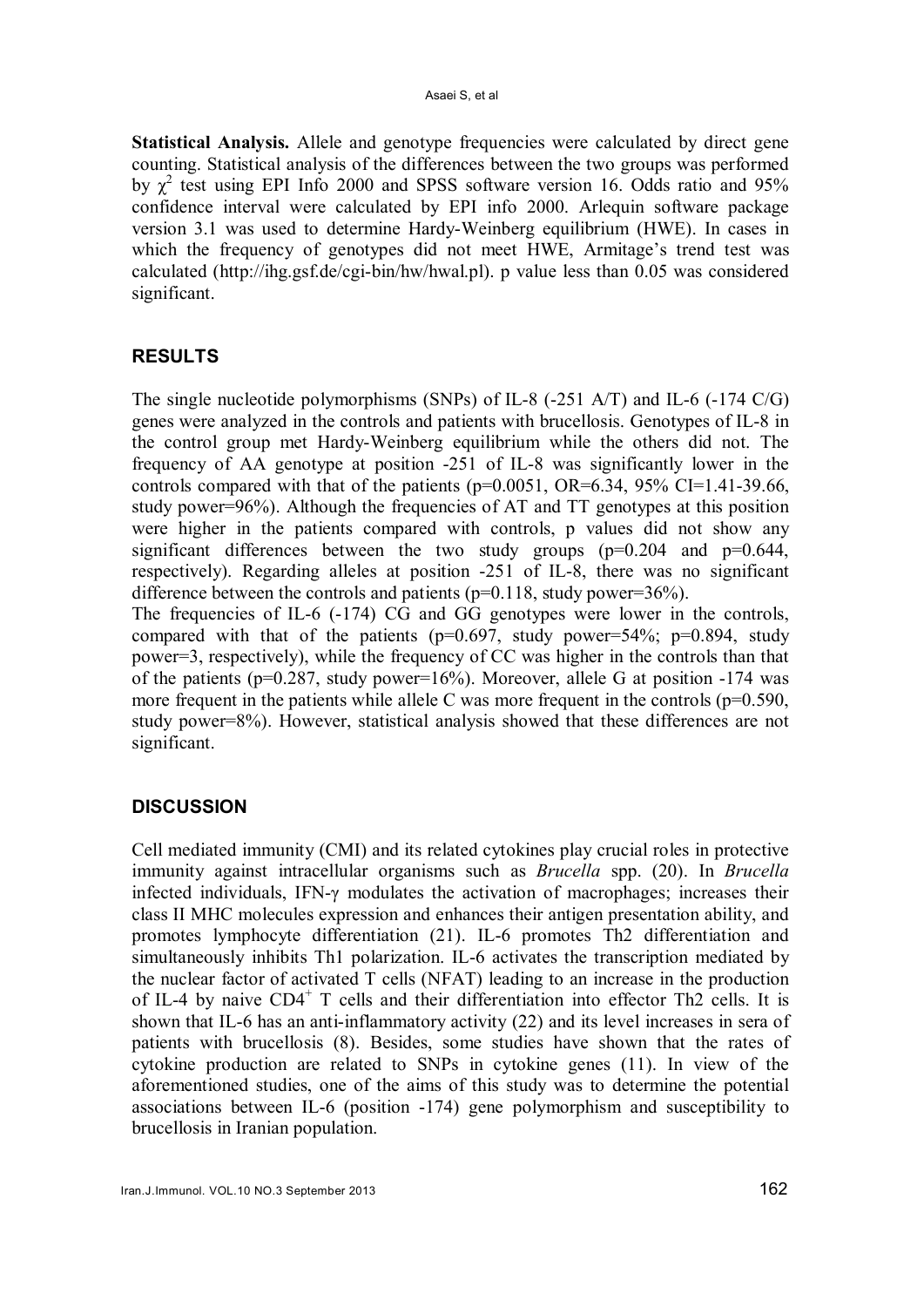**Statistical Analysis.** Allele and genotype frequencies were calculated by direct gene counting. Statistical analysis of the differences between the two groups was performed by $\chi^2$ test using EPI Info 2000 and SPSS software version 16. Odds ratio and 95% confidence interval were calculated by EPI info 2000. Arlequin software package version 3.1 was used to determine Hardy-Weinberg equilibrium (HWE). In cases in which the frequency of genotypes did not meet HWE, Armitage's trend test was calculated (http://ihg.gsf.de/cgi-bin/hw/hwal.pl). p value less than 0.05 was considered significant.

## RESULTS

The single nucleotide polymorphisms (SNPs) of IL-8 (-251 A/T) and IL-6 (-174 C/G) genes were analyzed in the controls and patients with brucellosis. Genotypes of IL-8 in the control group met Hardy-Weinberg equilibrium while the others did not. The frequency of AA genotype at position -251 of IL-8 was significantly lower in the controls compared with that of the patients (p=0.0051, OR=6.34, 95% CI=1.41-39.66, study power=96%). Although the frequencies of AT and TT genotypes at this position were higher in the patients compared with controls, p values did not show any significant differences between the two study groups (p=0.204 and p=0.644, respectively). Regarding alleles at position -251 of IL-8, there was no significant difference between the controls and patients (p=0.118, study power=36%).
The frequencies of IL-6 (-174) CG and GG genotypes were lower in the controls, compared with that of the patients (p=0.697, study power=54%; p=0.894, study power=3, respectively), while the frequency of CC was higher in the controls than that of the patients (p=0.287, study power=16%). Moreover, allele G at position -174 was more frequent in the patients while allele C was more frequent in the controls (p=0.590, study power=8%). However, statistical analysis showed that these differences are not significant.

## DISCUSSION

Cell mediated immunity (CMI) and its related cytokines play crucial roles in protective immunity against intracellular organisms such as *Brucella* spp. (20). In *Brucella* infected individuals, IFN-γ modulates the activation of macrophages; increases their class II MHC molecules expression and enhances their antigen presentation ability, and promotes lymphocyte differentiation (21). IL-6 promotes Th2 differentiation and simultaneously inhibits Th1 polarization. IL-6 activates the transcription mediated by the nuclear factor of activated T cells (NFAT) leading to an increase in the production of IL-4 by naive $CD4^+$ T cells and their differentiation into effector Th2 cells. It is shown that IL-6 has an anti-inflammatory activity (22) and its level increases in sera of patients with brucellosis (8). Besides, some studies have shown that the rates of cytokine production are related to SNPs in cytokine genes (11). In view of the aforementioned studies, one of the aims of this study was to determine the potential associations between IL-6 (position -174) gene polymorphism and susceptibility to brucellosis in Iranian population.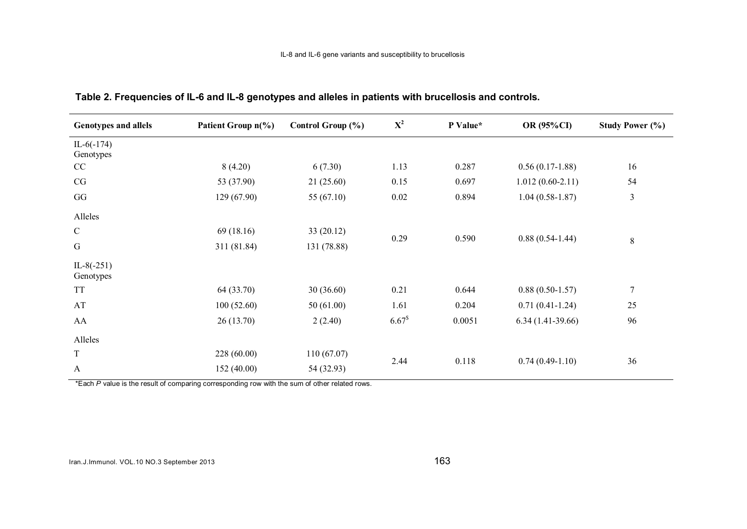**Table 2. Frequencies of IL-6 and IL-8 genotypes and alleles in patients with brucellosis and controls.**

| Genotypes and allels | Patient Group n(%) | Control Group (%) | $X^2$ | P Value* | OR (95%CI) | Study Power (%) |
|---|---|---|---|---|---|---|
| IL-6(-174) Genotypes | | | | | | |
| CC | 8 (4.20) | 6 (7.30) | 1.13 | 0.287 | 0.56 (0.17-1.88) | 16 |
| CG | 53 (37.90) | 21 (25.60) | 0.15 | 0.697 | 1.012 (0.60-2.11) | 54 |
| GG | 129 (67.90) | 55 (67.10) | 0.02 | 0.894 | 1.04 (0.58-1.87) | 3 |
| Alleles | | | | | | |
| C | 69 (18.16) | 33 (20.12) | 0.29 | 0.590 | 0.88 (0.54-1.44) | 8 |
| G | 311 (81.84) | 131 (78.88) | | | | |
| IL-8(-251) Genotypes | | | | | | |
| TT | 64 (33.70) | 30 (36.60) | 0.21 | 0.644 | 0.88 (0.50-1.57) | 7 |
| AT | 100 (52.60) | 50 (61.00) | 1.61 | 0.204 | 0.71 (0.41-1.24) | 25 |
| AA | 26 (13.70) | 2 (2.40) | 6.67$ | 0.0051 | 6.34 (1.41-39.66) | 96 |
| Alleles | | | | | | |
| T | 228 (60.00) | 110 (67.07) | 2.44 | 0.118 | 0.74 (0.49-1.10) | 36 |
| A | 152 (40.00) | 54 (32.93) | | | | |

*Each *P* value is the result of comparing corresponding row with the sum of other related rows.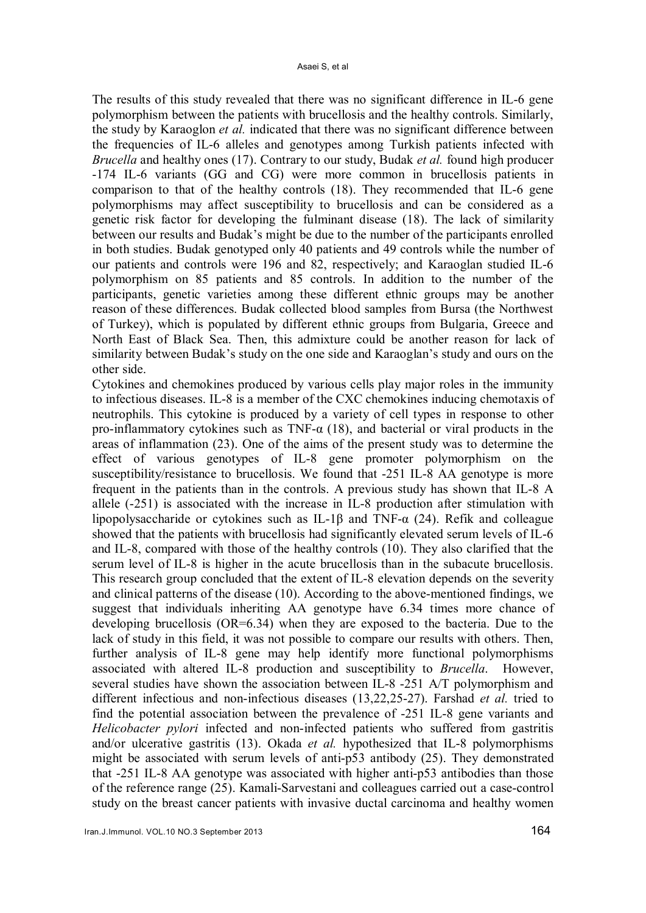The results of this study revealed that there was no significant difference in IL-6 gene polymorphism between the patients with brucellosis and the healthy controls. Similarly, the study by Karaoglon *et al.* indicated that there was no significant difference between the frequencies of IL-6 alleles and genotypes among Turkish patients infected with *Brucella* and healthy ones (17). Contrary to our study, Budak *et al.* found high producer -174 IL-6 variants (GG and CG) were more common in brucellosis patients in comparison to that of the healthy controls (18). They recommended that IL-6 gene polymorphisms may affect susceptibility to brucellosis and can be considered as a genetic risk factor for developing the fulminant disease (18). The lack of similarity between our results and Budak's might be due to the number of the participants enrolled in both studies. Budak genotyped only 40 patients and 49 controls while the number of our patients and controls were 196 and 82, respectively; and Karaoglan studied IL-6 polymorphism on 85 patients and 85 controls. In addition to the number of the participants, genetic varieties among these different ethnic groups may be another reason of these differences. Budak collected blood samples from Bursa (the Northwest of Turkey), which is populated by different ethnic groups from Bulgaria, Greece and North East of Black Sea. Then, this admixture could be another reason for lack of similarity between Budak's study on the one side and Karaoglan's study and ours on the other side.

Cytokines and chemokines produced by various cells play major roles in the immunity to infectious diseases. IL-8 is a member of the CXC chemokines inducing chemotaxis of neutrophils. This cytokine is produced by a variety of cell types in response to other pro-inflammatory cytokines such as TNF-α (18), and bacterial or viral products in the areas of inflammation (23). One of the aims of the present study was to determine the effect of various genotypes of IL-8 gene promoter polymorphism on the susceptibility/resistance to brucellosis. We found that -251 IL-8 AA genotype is more frequent in the patients than in the controls. A previous study has shown that IL-8 A allele (-251) is associated with the increase in IL-8 production after stimulation with lipopolysaccharide or cytokines such as IL-1β and TNF-α (24). Refik and colleague showed that the patients with brucellosis had significantly elevated serum levels of IL-6 and IL-8, compared with those of the healthy controls (10). They also clarified that the serum level of IL-8 is higher in the acute brucellosis than in the subacute brucellosis. This research group concluded that the extent of IL-8 elevation depends on the severity and clinical patterns of the disease (10). According to the above-mentioned findings, we suggest that individuals inheriting AA genotype have 6.34 times more chance of developing brucellosis (OR=6.34) when they are exposed to the bacteria. Due to the lack of study in this field, it was not possible to compare our results with others. Then, further analysis of IL-8 gene may help identify more functional polymorphisms associated with altered IL-8 production and susceptibility to *Brucella*. However, several studies have shown the association between IL-8 -251 A/T polymorphism and different infectious and non-infectious diseases (13,22,25-27). Farshad *et al.* tried to find the potential association between the prevalence of -251 IL-8 gene variants and *Helicobacter pylori* infected and non-infected patients who suffered from gastritis and/or ulcerative gastritis (13). Okada *et al.* hypothesized that IL-8 polymorphisms might be associated with serum levels of anti-p53 antibody (25). They demonstrated that -251 IL-8 AA genotype was associated with higher anti-p53 antibodies than those of the reference range (25). Kamali-Sarvestani and colleagues carried out a case-control study on the breast cancer patients with invasive ductal carcinoma and healthy women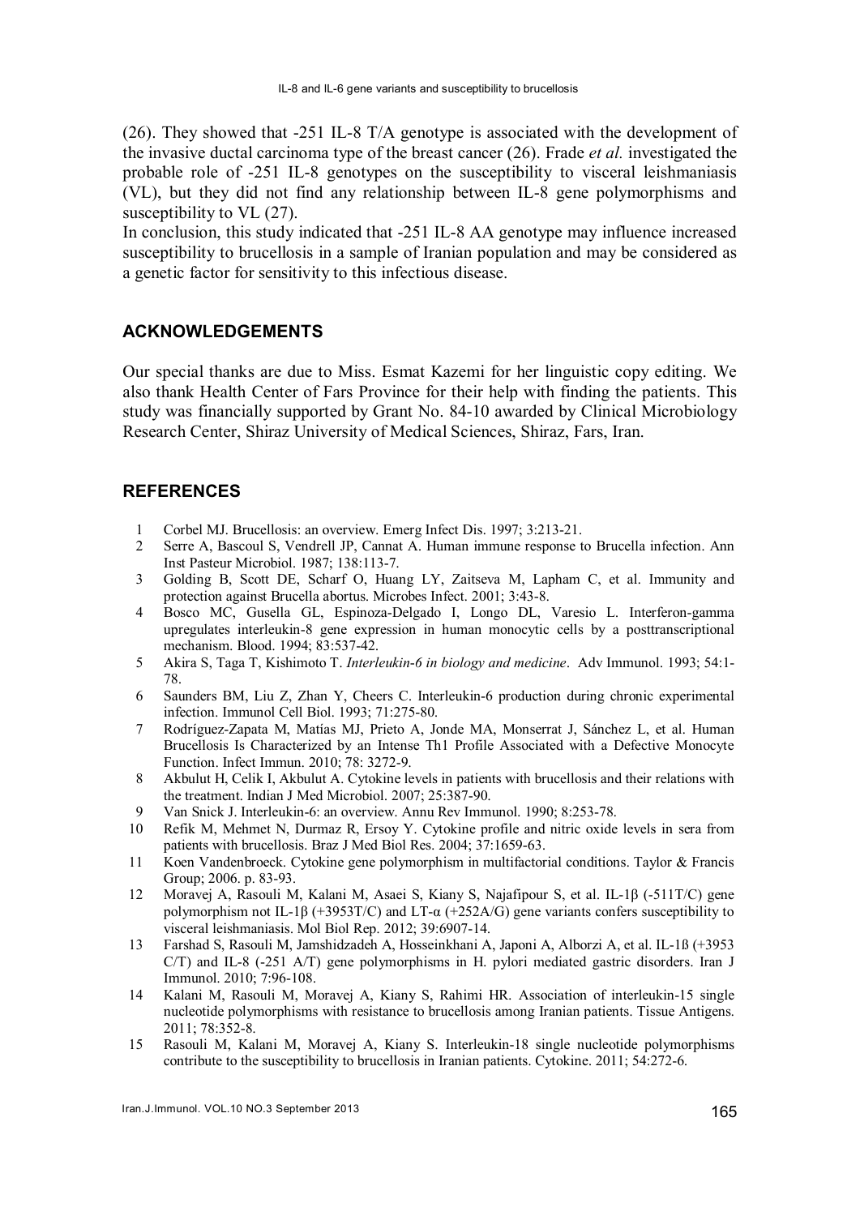(26). They showed that -251 IL-8 T/A genotype is associated with the development of the invasive ductal carcinoma type of the breast cancer (26). Frade *et al.* investigated the probable role of -251 IL-8 genotypes on the susceptibility to visceral leishmaniasis (VL), but they did not find any relationship between IL-8 gene polymorphisms and susceptibility to VL (27).

In conclusion, this study indicated that -251 IL-8 AA genotype may influence increased susceptibility to brucellosis in a sample of Iranian population and may be considered as a genetic factor for sensitivity to this infectious disease.

## ACKNOWLEDGEMENTS

Our special thanks are due to Miss. Esmat Kazemi for her linguistic copy editing. We also thank Health Center of Fars Province for their help with finding the patients. This study was financially supported by Grant No. 84-10 awarded by Clinical Microbiology Research Center, Shiraz University of Medical Sciences, Shiraz, Fars, Iran.

## REFERENCES

1. Corbel MJ. Brucellosis: an overview. Emerg Infect Dis. 1997; 3:213-21.
2. Serre A, Bascoul S, Vendrell JP, Cannat A. Human immune response to Brucella infection. Ann Inst Pasteur Microbiol. 1987; 138:113-7.
3. Golding B, Scott DE, Scharf O, Huang LY, Zaitseva M, Lapham C, et al. Immunity and protection against Brucella abortus. Microbes Infect. 2001; 3:43-8.
4. Bosco MC, Gusella GL, Espinoza-Delgado I, Longo DL, Varesio L. Interferon-gamma upregulates interleukin-8 gene expression in human monocytic cells by a posttranscriptional mechanism. Blood. 1994; 83:537-42.
5. Akira S, Taga T, Kishimoto T. *Interleukin-6 in biology and medicine*. Adv Immunol. 1993; 54:1-78.
6. Saunders BM, Liu Z, Zhan Y, Cheers C. Interleukin-6 production during chronic experimental infection. Immunol Cell Biol. 1993; 71:275-80.
7. Rodríguez-Zapata M, Matías MJ, Prieto A, Jonde MA, Monserrat J, Sánchez L, et al. Human Brucellosis Is Characterized by an Intense Th1 Profile Associated with a Defective Monocyte Function. Infect Immun. 2010; 78: 3272-9.
8. Akbulut H, Celik I, Akbulut A. Cytokine levels in patients with brucellosis and their relations with the treatment. Indian J Med Microbiol. 2007; 25:387-90.
9. Van Snick J. Interleukin-6: an overview. Annu Rev Immunol. 1990; 8:253-78.
10. Refik M, Mehmet N, Durmaz R, Ersoy Y. Cytokine profile and nitric oxide levels in sera from patients with brucellosis. Braz J Med Biol Res. 2004; 37:1659-63.
11. Koen Vandenbroeck. Cytokine gene polymorphism in multifactorial conditions. Taylor & Francis Group; 2006. p. 83-93.
12. Moravej A, Rasouli M, Kalani M, Asaei S, Kiany S, Najafipour S, et al. IL-1β (-511T/C) gene polymorphism not IL-1β (+3953T/C) and LT-α (+252A/G) gene variants confers susceptibility to visceral leishmaniasis. Mol Biol Rep. 2012; 39:6907-14.
13. Farshad S, Rasouli M, Jamshidzadeh A, Hosseinkhani A, Japoni A, Alborzi A, et al. IL-1ß (+3953 C/T) and IL-8 (-251 A/T) gene polymorphisms in H. pylori mediated gastric disorders. Iran J Immunol. 2010; 7:96-108.
14. Kalani M, Rasouli M, Moravej A, Kiany S, Rahimi HR. Association of interleukin-15 single nucleotide polymorphisms with resistance to brucellosis among Iranian patients. Tissue Antigens. 2011; 78:352-8.
15. Rasouli M, Kalani M, Moravej A, Kiany S. Interleukin-18 single nucleotide polymorphisms contribute to the susceptibility to brucellosis in Iranian patients. Cytokine. 2011; 54:272-6.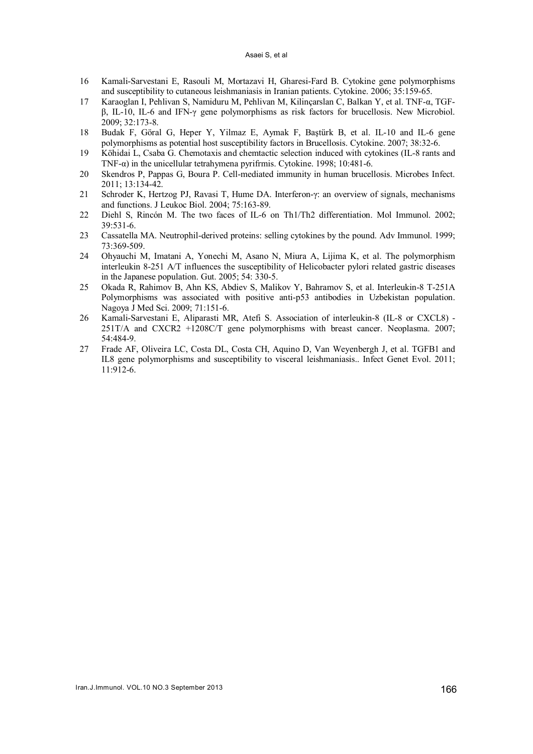16 Kamali-Sarvestani E, Rasouli M, Mortazavi H, Gharesi-Fard B. Cytokine gene polymorphisms and susceptibility to cutaneous leishmaniasis in Iranian patients. Cytokine. 2006; 35:159-65.

17 Karaoglan I, Pehlivan S, Namiduru M, Pehlivan M, Kilinçarslan C, Balkan Y, et al. TNF-α, TGF-β, IL-10, IL-6 and IFN-γ gene polymorphisms as risk factors for brucellosis. New Microbiol. 2009; 32:173-8.

18 Budak F, Göral G, Heper Y, Yilmaz E, Aymak F, Baştürk B, et al. IL-10 and IL-6 gene polymorphisms as potential host susceptibility factors in Brucellosis. Cytokine. 2007; 38:32-6.

19 Köhidai L, Csaba G. Chemotaxis and chemtactic selection induced with cytokines (IL-8 rants and TNF-α) in the unicellular tetrahymena pyrifrmis. Cytokine. 1998; 10:481-6.

20 Skendros P, Pappas G, Boura P. Cell-mediated immunity in human brucellosis. Microbes Infect. 2011; 13:134-42.

21 Schroder K, Hertzog PJ, Ravasi T, Hume DA. Interferon-γ: an overview of signals, mechanisms and functions. J Leukoc Biol. 2004; 75:163-89.

22 Diehl S, Rincón M. The two faces of IL-6 on Th1/Th2 differentiation. Mol Immunol. 2002; 39:531-6.

23 Cassatella MA. Neutrophil-derived proteins: selling cytokines by the pound. Adv Immunol. 1999; 73:369-509.

24 Ohyauchi M, Imatani A, Yonechi M, Asano N, Miura A, Lijima K, et al. The polymorphism interleukin 8-251 A/T influences the susceptibility of Helicobacter pylori related gastric diseases in the Japanese population. Gut. 2005; 54: 330-5.

25 Okada R, Rahimov B, Ahn KS, Abdiev S, Malikov Y, Bahramov S, et al. Interleukin-8 T-251A Polymorphisms was associated with positive anti-p53 antibodies in Uzbekistan population. Nagoya J Med Sci. 2009; 71:151-6.

26 Kamali-Sarvestani E, Aliparasti MR, Atefi S. Association of interleukin-8 (IL-8 or CXCL8) -251T/A and CXCR2 +1208C/T gene polymorphisms with breast cancer. Neoplasma. 2007; 54:484-9.

27 Frade AF, Oliveira LC, Costa DL, Costa CH, Aquino D, Van Weyenbergh J, et al. TGFB1 and IL8 gene polymorphisms and susceptibility to visceral leishmaniasis.. Infect Genet Evol. 2011; 11:912-6.